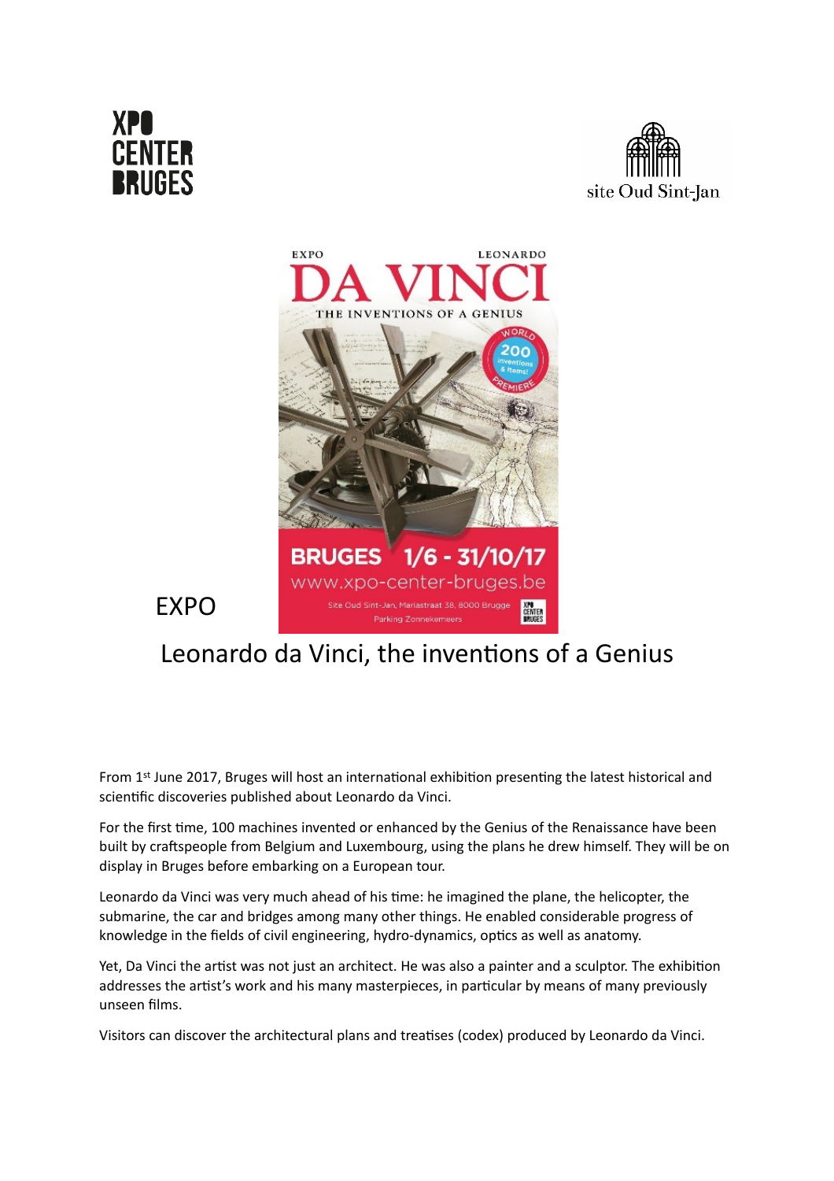XPO CENTER BRUGES

site Oud Sint-Jan

EXPO

# Leonardo da Vinci, the inventions of a Genius

From 1st June 2017, Bruges will host an international exhibition presenting the latest historical and scientific discoveries published about Leonardo da Vinci.

For the first time, 100 machines invented or enhanced by the Genius of the Renaissance have been built by craftspeople from Belgium and Luxembourg, using the plans he drew himself. They will be on display in Bruges before embarking on a European tour.

Leonardo da Vinci was very much ahead of his time: he imagined the plane, the helicopter, the submarine, the car and bridges among many other things. He enabled considerable progress of knowledge in the fields of civil engineering, hydro-dynamics, optics as well as anatomy.

Yet, Da Vinci the artist was not just an architect. He was also a painter and a sculptor. The exhibition addresses the artist's work and his many masterpieces, in particular by means of many previously unseen films.

Visitors can discover the architectural plans and treatises (codex) produced by Leonardo da Vinci.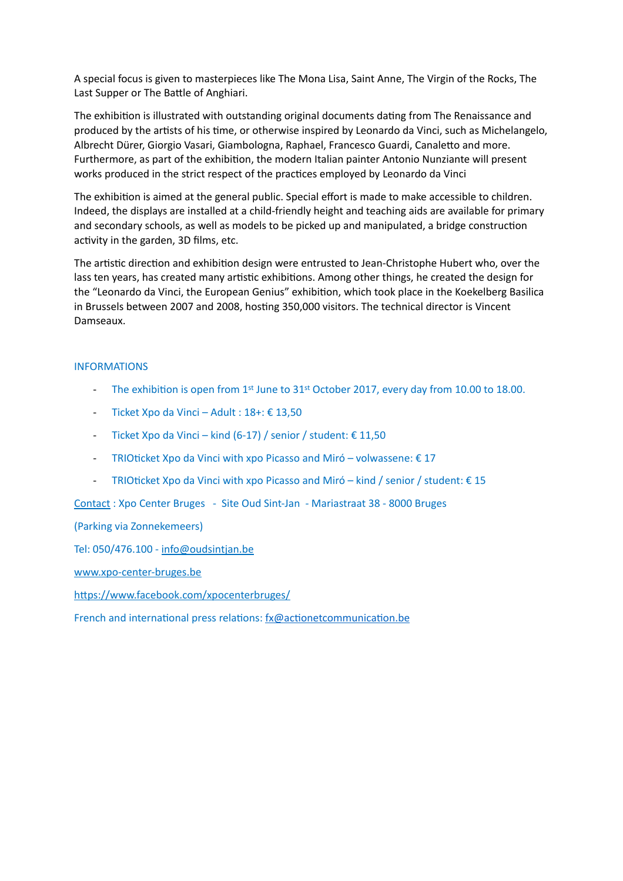A special focus is given to masterpieces like The Mona Lisa, Saint Anne, The Virgin of the Rocks, The Last Supper or The Battle of Anghiari.

The exhibition is illustrated with outstanding original documents dating from The Renaissance and produced by the artists of his time, or otherwise inspired by Leonardo da Vinci, such as Michelangelo, Albrecht Dürer, Giorgio Vasari, Giambologna, Raphael, Francesco Guardi, Canaletto and more. Furthermore, as part of the exhibition, the modern Italian painter Antonio Nunziante will present works produced in the strict respect of the practices employed by Leonardo da Vinci

The exhibition is aimed at the general public. Special effort is made to make accessible to children. Indeed, the displays are installed at a child-friendly height and teaching aids are available for primary and secondary schools, as well as models to be picked up and manipulated, a bridge construction activity in the garden, 3D films, etc.

The artistic direction and exhibition design were entrusted to Jean-Christophe Hubert who, over the lass ten years, has created many artistic exhibitions. Among other things, he created the design for the "Leonardo da Vinci, the European Genius" exhibition, which took place in the Koekelberg Basilica in Brussels between 2007 and 2008, hosting 350,000 visitors. The technical director is Vincent Damseaux.

INFORMATIONS

- The exhibition is open from 1st June to 31st October 2017, every day from 10.00 to 18.00.
- Ticket Xpo da Vinci – Adult : 18+: € 13,50
- Ticket Xpo da Vinci – kind (6-17) / senior / student: € 11,50
- TRIOticket Xpo da Vinci with xpo Picasso and Miró – volwassene: € 17
- TRIOticket Xpo da Vinci with xpo Picasso and Miró – kind / senior / student: € 15

Contact : Xpo Center Bruges - Site Oud Sint-Jan - Mariastraat 38 - 8000 Bruges

(Parking via Zonnekemeers)

Tel: 050/476.100 - info@oudsintjan.be

www.xpo-center-bruges.be

https://www.facebook.com/xpocenterbruges/

French and international press relations: fx@actionetcommunication.be